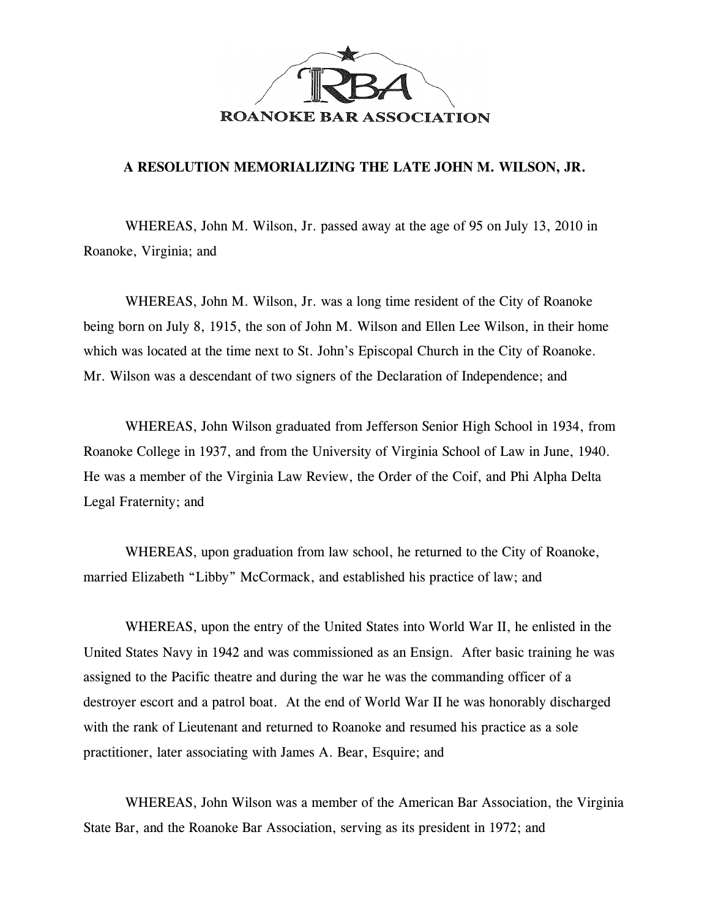ROANOKE BAR ASSOCIATION

# A RESOLUTION MEMORIALIZING THE LATE JOHN M. WILSON, JR.

WHEREAS, John M. Wilson, Jr. passed away at the age of 95 on July 13, 2010 in Roanoke, Virginia; and

WHEREAS, John M. Wilson, Jr. was a long time resident of the City of Roanoke being born on July 8, 1915, the son of John M. Wilson and Ellen Lee Wilson, in their home which was located at the time next to St. John's Episcopal Church in the City of Roanoke. Mr. Wilson was a descendant of two signers of the Declaration of Independence; and

WHEREAS, John Wilson graduated from Jefferson Senior High School in 1934, from Roanoke College in 1937, and from the University of Virginia School of Law in June, 1940. He was a member of the Virginia Law Review, the Order of the Coif, and Phi Alpha Delta Legal Fraternity; and

WHEREAS, upon graduation from law school, he returned to the City of Roanoke, married Elizabeth "Libby" McCormack, and established his practice of law; and

WHEREAS, upon the entry of the United States into World War II, he enlisted in the United States Navy in 1942 and was commissioned as an Ensign. After basic training he was assigned to the Pacific theatre and during the war he was the commanding officer of a destroyer escort and a patrol boat. At the end of World War II he was honorably discharged with the rank of Lieutenant and returned to Roanoke and resumed his practice as a sole practitioner, later associating with James A. Bear, Esquire; and

WHEREAS, John Wilson was a member of the American Bar Association, the Virginia State Bar, and the Roanoke Bar Association, serving as its president in 1972; and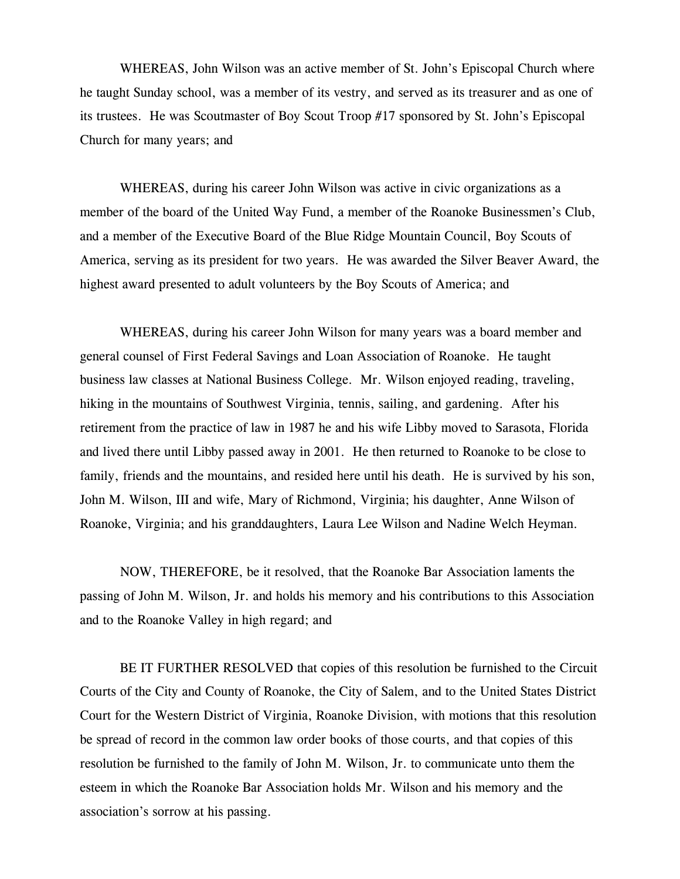WHEREAS, John Wilson was an active member of St. John's Episcopal Church where he taught Sunday school, was a member of its vestry, and served as its treasurer and as one of its trustees. He was Scoutmaster of Boy Scout Troop #17 sponsored by St. John's Episcopal Church for many years; and

WHEREAS, during his career John Wilson was active in civic organizations as a member of the board of the United Way Fund, a member of the Roanoke Businessmen's Club, and a member of the Executive Board of the Blue Ridge Mountain Council, Boy Scouts of America, serving as its president for two years. He was awarded the Silver Beaver Award, the highest award presented to adult volunteers by the Boy Scouts of America; and

WHEREAS, during his career John Wilson for many years was a board member and general counsel of First Federal Savings and Loan Association of Roanoke. He taught business law classes at National Business College. Mr. Wilson enjoyed reading, traveling, hiking in the mountains of Southwest Virginia, tennis, sailing, and gardening. After his retirement from the practice of law in 1987 he and his wife Libby moved to Sarasota, Florida and lived there until Libby passed away in 2001. He then returned to Roanoke to be close to family, friends and the mountains, and resided here until his death. He is survived by his son, John M. Wilson, III and wife, Mary of Richmond, Virginia; his daughter, Anne Wilson of Roanoke, Virginia; and his granddaughters, Laura Lee Wilson and Nadine Welch Heyman.

NOW, THEREFORE, be it resolved, that the Roanoke Bar Association laments the passing of John M. Wilson, Jr. and holds his memory and his contributions to this Association and to the Roanoke Valley in high regard; and

BE IT FURTHER RESOLVED that copies of this resolution be furnished to the Circuit Courts of the City and County of Roanoke, the City of Salem, and to the United States District Court for the Western District of Virginia, Roanoke Division, with motions that this resolution be spread of record in the common law order books of those courts, and that copies of this resolution be furnished to the family of John M. Wilson, Jr. to communicate unto them the esteem in which the Roanoke Bar Association holds Mr. Wilson and his memory and the association's sorrow at his passing.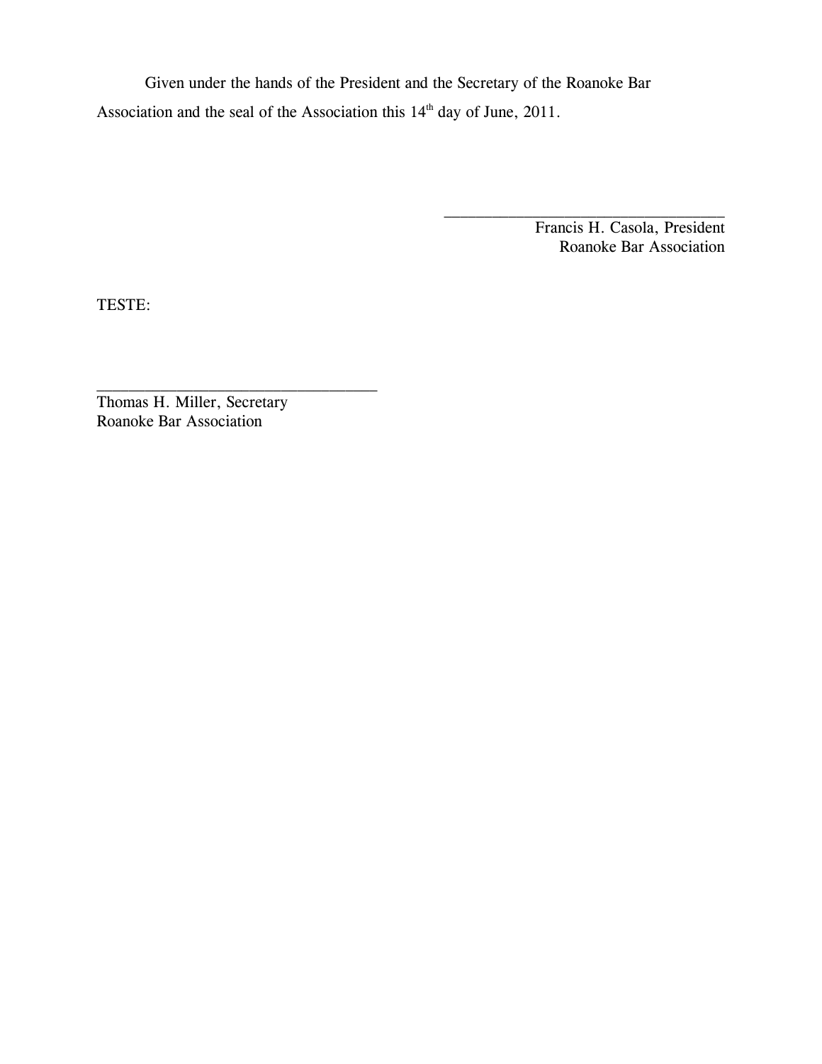Given under the hands of the President and the Secretary of the Roanoke Bar Association and the seal of the Association this 14th day of June, 2011.

\_\_\_\_\_\_\_\_\_\_\_\_\_\_\_\_\_\_\_\_\_\_\_\_\_\_\_\_\_\_\_\_\_\_\_

Francis H. Casola, President
Roanoke Bar Association

TESTE:

\_\_\_\_\_\_\_\_\_\_\_\_\_\_\_\_\_\_\_\_\_\_\_\_\_\_\_\_\_\_\_\_\_\_\_

Thomas H. Miller, Secretary
Roanoke Bar Association